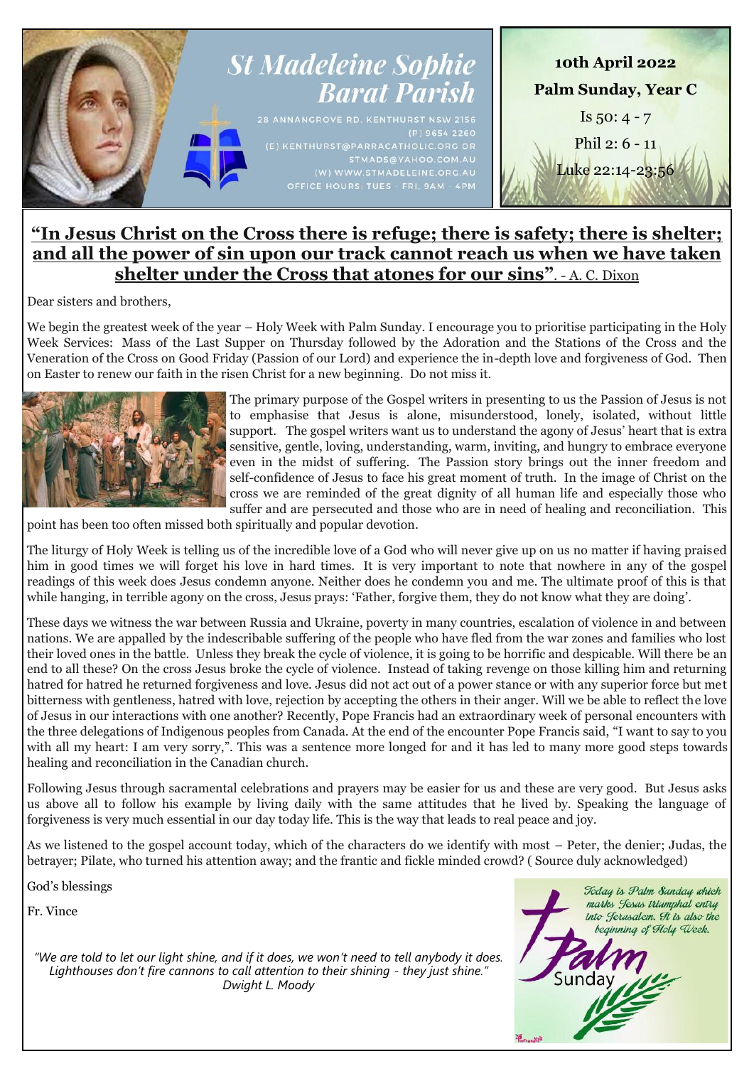# St Madeleine Sophie Barat Parish

28 ANNANGROVE RD. KENTHURST NSW 2156
(P) 9654 2260
(E) KENTHURST@PARRACATHOLIC.ORG OR STMADS@YAHOO.COM.AU
(W) WWW.STMADELEINE.ORG.AU
OFFICE HOURS: TUES - FRI, 9AM - 4PM

**10th April 2022**

**Palm Sunday, Year C**

Is 50: 4 - 7

Phil 2: 6 - 11

Luke 22:14-23:56

## "In Jesus Christ on the Cross there is refuge; there is safety; there is shelter; and all the power of sin upon our track cannot reach us when we have taken shelter under the Cross that atones for our sins". - A. C. Dixon

Dear sisters and brothers,

We begin the greatest week of the year – Holy Week with Palm Sunday. I encourage you to prioritise participating in the Holy Week Services: Mass of the Last Supper on Thursday followed by the Adoration and the Stations of the Cross and the Veneration of the Cross on Good Friday (Passion of our Lord) and experience the in-depth love and forgiveness of God. Then on Easter to renew our faith in the risen Christ for a new beginning. Do not miss it.

The primary purpose of the Gospel writers in presenting to us the Passion of Jesus is not to emphasise that Jesus is alone, misunderstood, lonely, isolated, without little support. The gospel writers want us to understand the agony of Jesus' heart that is extra sensitive, gentle, loving, understanding, warm, inviting, and hungry to embrace everyone even in the midst of suffering. The Passion story brings out the inner freedom and self-confidence of Jesus to face his great moment of truth. In the image of Christ on the cross we are reminded of the great dignity of all human life and especially those who suffer and are persecuted and those who are in need of healing and reconciliation. This point has been too often missed both spiritually and popular devotion.

The liturgy of Holy Week is telling us of the incredible love of a God who will never give up on us no matter if having praised him in good times we will forget his love in hard times. It is very important to note that nowhere in any of the gospel readings of this week does Jesus condemn anyone. Neither does he condemn you and me. The ultimate proof of this is that while hanging, in terrible agony on the cross, Jesus prays: 'Father, forgive them, they do not know what they are doing'.

These days we witness the war between Russia and Ukraine, poverty in many countries, escalation of violence in and between nations. We are appalled by the indescribable suffering of the people who have fled from the war zones and families who lost their loved ones in the battle. Unless they break the cycle of violence, it is going to be horrific and despicable. Will there be an end to all these? On the cross Jesus broke the cycle of violence. Instead of taking revenge on those killing him and returning hatred for hatred he returned forgiveness and love. Jesus did not act out of a power stance or with any superior force but met bitterness with gentleness, hatred with love, rejection by accepting the others in their anger. Will we be able to reflect the love of Jesus in our interactions with one another? Recently, Pope Francis had an extraordinary week of personal encounters with the three delegations of Indigenous peoples from Canada. At the end of the encounter Pope Francis said, "I want to say to you with all my heart: I am very sorry,". This was a sentence more longed for and it has led to many more good steps towards healing and reconciliation in the Canadian church.

Following Jesus through sacramental celebrations and prayers may be easier for us and these are very good. But Jesus asks us above all to follow his example by living daily with the same attitudes that he lived by. Speaking the language of forgiveness is very much essential in our day today life. This is the way that leads to real peace and joy.

As we listened to the gospel account today, which of the characters do we identify with most – Peter, the denier; Judas, the betrayer; Pilate, who turned his attention away; and the frantic and fickle minded crowd? ( Source duly acknowledged)

God's blessings

Fr. Vince

*"We are told to let our light shine, and if it does, we won't need to tell anybody it does. Lighthouses don't fire cannons to call attention to their shining - they just shine." Dwight L. Moody*

*Today is Palm Sunday which marks Jesus triumphal entry into Jerusalem. It is also the beginning of Holy Week.*

Palm Sunday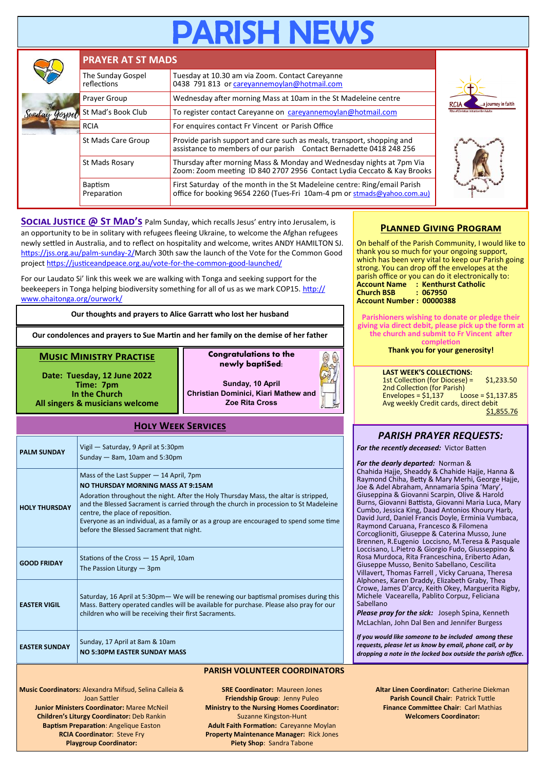# PARISH NEWS

## PRAYER AT ST MADS

| | |
|---|---|
| The Sunday Gospel reflections | Tuesday at 10.30 am via Zoom. Contact Careyanne 0438 791 813 or careyannemoylan@hotmail.com |
| Prayer Group | Wednesday after morning Mass at 10am in the St Madeleine centre |
| St Mad's Book Club | To register contact Careyanne on careyannemoylan@hotmail.com |
| RCIA | For enquires contact Fr Vincent or Parish Office |
| St Mads Care Group | Provide parish support and care such as meals, transport, shopping and assistance to members of our parish Contact Bernadette 0418 248 256 |
| St Mads Rosary | Thursday after morning Mass & Monday and Wednesday nights at 7pm Via Zoom: Zoom meeting ID 840 2707 2956 Contact Lydia Ceccato & Kay Brooks |
| Baptism Preparation | First Saturday of the month in the St Madeleine centre: Ring/email Parish office for booking 9654 2260 (Tues-Fri 10am-4 pm or stmads@yahoo.com.au) |

**SOCIAL JUSTICE @ ST MAD'S** Palm Sunday, which recalls Jesus' entry into Jerusalem, is an opportunity to be in solitary with refugees fleeing Ukraine, to welcome the Afghan refugees newly settled in Australia, and to reflect on hospitality and welcome, writes ANDY HAMILTON SJ. https://jss.org.au/palm-sunday-2/March 30th saw the launch of the Vote for the Common Good project https://justiceandpeace.org.au/vote-for-the-common-good-launched/

For our Laudato Si' link this week we are walking with Tonga and seeking support for the beekeepers in Tonga helping biodiversity something for all of us as we mark COP15. http://www.ohaitonga.org/ourwork/

**Our thoughts and prayers to Alice Garratt who lost her husband**

**Our condolences and prayers to Sue Martin and her family on the demise of her father**

## MUSIC MINISTRY PRACTISE

**Date: Tuesday, 12 June 2022**
**Time: 7pm**
**In the Church**
**All singers & musicians welcome**

**Congratulations to the newly baptiSed:**

**Sunday, 10 April**
**Christian Dominici, Kiari Mathew and Zoe Rita Cross**

## HOLY WEEK SERVICES

| | |
|---|---|
| **PALM SUNDAY** | Vigil — Saturday, 9 April at 5:30pm<br>Sunday — 8am, 10am and 5:30pm |
| **HOLY THURSDAY** | Mass of the Last Supper — 14 April, 7pm<br>**NO THURSDAY MORNING MASS AT 9:15AM**<br>Adoration throughout the night. After the Holy Thursday Mass, the altar is stripped, and the Blessed Sacrament is carried through the church in procession to St Madeleine centre, the place of reposition.<br>Everyone as an individual, as a family or as a group are encouraged to spend some time before the Blessed Sacrament that night. |
| **GOOD FRIDAY** | Stations of the Cross — 15 April, 10am<br>The Passion Liturgy — 3pm |
| **EASTER VIGIL** | Saturday, 16 April at 5:30pm— We will be renewing our baptismal promises during this Mass. Battery operated candles will be available for purchase. Please also pray for our children who will be receiving their first Sacraments. |
| **EASTER SUNDAY** | Sunday, 17 April at 8am & 10am<br>**NO 5:30PM EASTER SUNDAY MASS** |

## PLANNED GIVING PROGRAM

On behalf of the Parish Community, I would like to thank you so much for your ongoing support, which has been very vital to keep our Parish going strong. You can drop off the envelopes at the parish office or you can do it electronically to:
**Account Name : Kenthurst Catholic**
**Church BSB : 067950**
**Account Number : 00000388**

**Parishioners wishing to donate or pledge their giving via direct debit, please pick up the form at the church and submit to Fr Vincent after completion**

**Thank you for your generosity!**

**LAST WEEK'S COLLECTIONS:**
1st Collection (for Diocese) = $1,233.50
2nd Collection (for Parish)
Envelopes = $1,137 Loose = $1,137.85
Avg weekly Credit cards, direct debit $1,855.76

## *PARISH PRAYER REQUESTS:*

***For the recently deceased:*** Victor Batten

***For the dearly departed:*** Norman & Chahida Hajje, Sheaddy & Chahide Hajje, Hanna & Raymond Chiha, Betty & Mary Merhi, George Hajje, Joe & Adel Abraham, Annamaria Spina 'Mary', Giuseppina & Giovanni Scarpin, Olive & Harold Burns, Giovanni Battista, Giovanni Maria Luca, Mary Cumbo, Jessica King, Daad Antonios Khoury Harb, David Jurd, Daniel Francis Doyle, Erminia Vumbaca, Raymond Caruana, Francesco & Filomena Corcoglioniti, Giuseppe & Caterina Musso, June Brennen, R.Eugenio Loccisno, M.Teresa & Pasquale Loccisano, L.Pietro & Giorgio Fudo, Giusseppino & Rosa Murdoca, Rita Franceschina, Eriberto Adan, Giuseppe Musso, Benito Sabellano, Cescilita Villavert, Thomas Farrell , Vicky Caruana, Theresa Alphones, Karen Draddy, Elizabeth Graby, Thea Crowe, James D'arcy, Keith Okey, Marguerita Rigby, Michele Vacearella, Pablito Corpuz, Feliciana Sabellano

***Please pray for the sick:*** Joseph Spina, Kenneth McLachlan, John Dal Ben and Jennifer Burgess

***If you would like someone to be included among these requests, please let us know by email, phone call, or by dropping a note in the locked box outside the parish office.***

## PARISH VOLUNTEER COORDINATORS

**Music Coordinators:** Alexandra Mifsud, Selina Calleia & Joan Sattler
**Junior Ministers Coordinator:** Maree McNeil
**Children's Liturgy Coordinator:** Deb Rankin
**Baptism Preparation**: Angelique Easton
**RCIA Coordinator**: Steve Fry
**Playgroup Coordinator:**

**SRE Coordinator:** Maureen Jones
**Friendship Group**: Jenny Puleo
**Ministry to the Nursing Homes Coordinator:** Suzanne Kingston-Hunt
**Adult Faith Formation:** Careyanne Moylan
**Property Maintenance Manager:** Rick Jones
**Piety Shop**: Sandra Tabone

**Altar Linen Coordinator:** Catherine Diekman
**Parish Council Chair**: Patrick Tuttle
**Finance Committee Chair**: Carl Mathias
**Welcomers Coordinator:**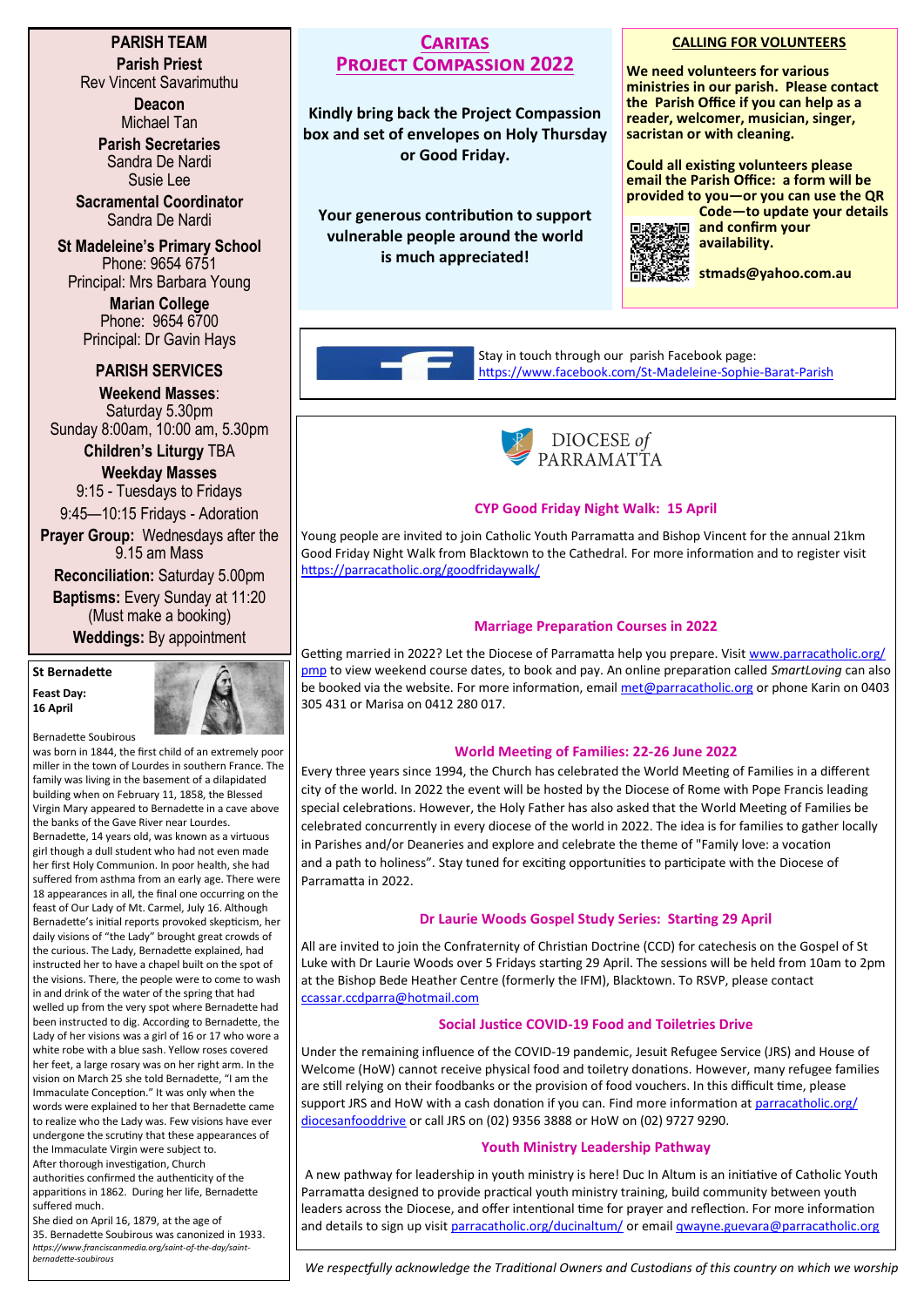## PARISH TEAM

**Parish Priest**
Rev Vincent Savarimuthu

**Deacon**
Michael Tan

**Parish Secretaries**
Sandra De Nardi
Susie Lee

**Sacramental Coordinator**
Sandra De Nardi

**St Madeleine's Primary School**
Phone: 9654 6751
Principal: Mrs Barbara Young

**Marian College**
Phone: 9654 6700
Principal: Dr Gavin Hays

## PARISH SERVICES

**Weekend Masses**:
Saturday 5.30pm
Sunday 8:00am, 10:00 am, 5.30pm

**Children's Liturgy** TBA

**Weekday Masses**
9:15 - Tuesdays to Fridays
9:45—10:15 Fridays - Adoration

**Prayer Group:** Wednesdays after the 9.15 am Mass

**Reconciliation:** Saturday 5.00pm

**Baptisms:** Every Sunday at 11:20 (Must make a booking)

**Weddings:** By appointment

### St Bernadette

**Feast Day: 16 April**

Bernadette Soubirous was born in 1844, the first child of an extremely poor miller in the town of Lourdes in southern France. The family was living in the basement of a dilapidated building when on February 11, 1858, the Blessed Virgin Mary appeared to Bernadette in a cave above the banks of the Gave River near Lourdes. Bernadette, 14 years old, was known as a virtuous girl though a dull student who had not even made her first Holy Communion. In poor health, she had suffered from asthma from an early age. There were 18 appearances in all, the final one occurring on the feast of Our Lady of Mt. Carmel, July 16. Although Bernadette's initial reports provoked skepticism, her daily visions of "the Lady" brought great crowds of the curious. The Lady, Bernadette explained, had instructed her to have a chapel built on the spot of the visions. There, the people were to come to wash in and drink of the water of the spring that had welled up from the very spot where Bernadette had been instructed to dig. According to Bernadette, the Lady of her visions was a girl of 16 or 17 who wore a white robe with a blue sash. Yellow roses covered her feet, a large rosary was on her right arm. In the vision on March 25 she told Bernadette, "I am the Immaculate Conception." It was only when the words were explained to her that Bernadette came to realize who the Lady was. Few visions have ever undergone the scrutiny that these appearances of the Immaculate Virgin were subject to. After thorough investigation, Church authorities confirmed the authenticity of the apparitions in 1862. During her life, Bernadette suffered much.
She died on April 16, 1879, at the age of 35. Bernadette Soubirous was canonized in 1933.
*https://www.franciscanmedia.org/saint-of-the-day/saint-bernadette-soubirous*

## CARITAS PROJECT COMPASSION 2022

**Kindly bring back the Project Compassion box and set of envelopes on Holy Thursday or Good Friday.**

**Your generous contribution to support vulnerable people around the world is much appreciated!**

## CALLING FOR VOLUNTEERS

**We need volunteers for various ministries in our parish. Please contact the Parish Office if you can help as a reader, welcomer, musician, singer, sacristan or with cleaning.**

**Could all existing volunteers please email the Parish Office: a form will be provided to you—or you can use the QR Code—to update your details and confirm your availability.**

**stmads@yahoo.com.au**

Stay in touch through our parish Facebook page:
https://www.facebook.com/St-Madeleine-Sophie-Barat-Parish

DIOCESE *of* PARRAMATTA

### CYP Good Friday Night Walk: 15 April

Young people are invited to join Catholic Youth Parramatta and Bishop Vincent for the annual 21km Good Friday Night Walk from Blacktown to the Cathedral. For more information and to register visit https://parracatholic.org/goodfridaywalk/

### Marriage Preparation Courses in 2022

Getting married in 2022? Let the Diocese of Parramatta help you prepare. Visit www.parracatholic.org/pmp to view weekend course dates, to book and pay. An online preparation called *SmartLoving* can also be booked via the website. For more information, email met@parracatholic.org or phone Karin on 0403 305 431 or Marisa on 0412 280 017.

### World Meeting of Families: 22-26 June 2022

Every three years since 1994, the Church has celebrated the World Meeting of Families in a different city of the world. In 2022 the event will be hosted by the Diocese of Rome with Pope Francis leading special celebrations. However, the Holy Father has also asked that the World Meeting of Families be celebrated concurrently in every diocese of the world in 2022. The idea is for families to gather locally in Parishes and/or Deaneries and explore and celebrate the theme of "Family love: a vocation and a path to holiness". Stay tuned for exciting opportunities to participate with the Diocese of Parramatta in 2022.

### Dr Laurie Woods Gospel Study Series: Starting 29 April

All are invited to join the Confraternity of Christian Doctrine (CCD) for catechesis on the Gospel of St Luke with Dr Laurie Woods over 5 Fridays starting 29 April. The sessions will be held from 10am to 2pm at the Bishop Bede Heather Centre (formerly the IFM), Blacktown. To RSVP, please contact ccassar.ccdparra@hotmail.com

### Social Justice COVID-19 Food and Toiletries Drive

Under the remaining influence of the COVID-19 pandemic, Jesuit Refugee Service (JRS) and House of Welcome (HoW) cannot receive physical food and toiletry donations. However, many refugee families are still relying on their foodbanks or the provision of food vouchers. In this difficult time, please support JRS and HoW with a cash donation if you can. Find more information at parracatholic.org/diocesanfooddrive or call JRS on (02) 9356 3888 or HoW on (02) 9727 9290.

### Youth Ministry Leadership Pathway

A new pathway for leadership in youth ministry is here! Duc In Altum is an initiative of Catholic Youth Parramatta designed to provide practical youth ministry training, build community between youth leaders across the Diocese, and offer intentional time for prayer and reflection. For more information and details to sign up visit parracatholic.org/ducinaltum/ or email gwayne.guevara@parracatholic.org

*We respectfully acknowledge the Traditional Owners and Custodians of this country on which we worship*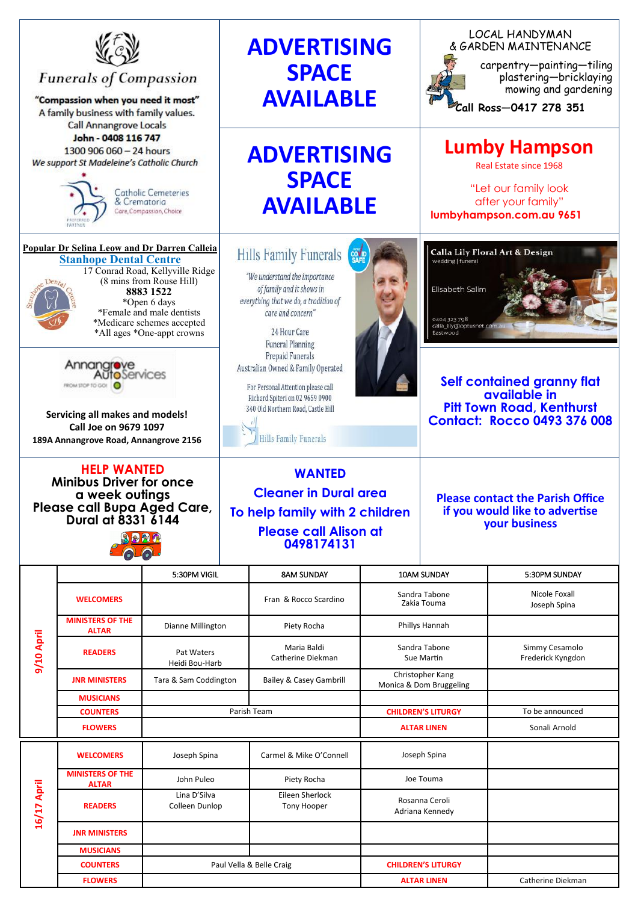**Funerals of Compassion**

**"Compassion when you need it most"**
A family business with family values.
Call Annangrove Locals
**John - 0408 116 747**
1300 906 060 – 24 hours
*We support St Madeleine's Catholic Church*

Catholic Cemeteries & Crematoria
Care, Compassion, Choice
PREFERRED PARTNER

# ADVERTISING SPACE AVAILABLE

LOCAL HANDYMAN & GARDEN MAINTENANCE

carpentry—painting—tiling
plastering—bricklaying
mowing and gardening

**Call Ross—0417 278 351**

# ADVERTISING SPACE AVAILABLE

## Lumby Hampson

Real Estate since 1968

"Let our family look after your family"

**lumbyhampson.com.au 9651**

**Popular Dr Selina Leow and Dr Darren Calleia**

**Stanhope Dental Centre**
17 Conrad Road, Kellyville Ridge
(8 mins from Rouse Hill)
**8883 1522**
*Open 6 days
*Female and male dentists
*Medicare schemes accepted
*All ages *One-appt crowns

**Hills Family Funerals**

COVID SAFE

*"We understand the importance of family and it shows in everything that we do, a tradition of care and concern"*

24 Hour Care
Funeral Planning
Prepaid Funerals
Australian Owned & Family Operated

For Personal Attention please call Richard Spiteri on 02 9659 0900
340 Old Northern Road, Castle Hill

Hills Family Funerals

**Calla Lily Floral Art & Design**
wedding | funeral

Elisabeth Salim

0404 323 798
calla_lily@optusnet.com.au
Eastwood

**Annangrove AutoServices**
FROM STOP TO GO!

**Servicing all makes and models!**
**Call Joe on 9679 1097**
**189A Annangrove Road, Annangrove 2156**

**Self contained granny flat available in Pitt Town Road, Kenthurst**
**Contact: Rocco 0493 376 008**

**HELP WANTED**
**Minibus Driver for once a week outings**
**Please call Bupa Aged Care, Dural at 8331 6144**

**WANTED**
**Cleaner in Dural area**
**To help family with 2 children**
**Please call Alison at 0498174131**

**Please contact the Parish Office if you would like to advertise your business**

| | | 5:30PM VIGIL | 8AM SUNDAY | 10AM SUNDAY | 5:30PM SUNDAY |
|---|---|---|---|---|---|
| **9/10 April** | **WELCOMERS** | | Fran & Rocco Scardino | Sandra Tabone<br>Zakia Touma | Nicole Foxall<br>Joseph Spina |
| | **MINISTERS OF THE ALTAR** | Dianne Millington | Piety Rocha | Phillys Hannah | |
| | **READERS** | Pat Waters<br>Heidi Bou-Harb | Maria Baldi<br>Catherine Diekman | Sandra Tabone<br>Sue Martin | Simmy Cesamolo<br>Frederick Kyngdon |
| | **JNR MINISTERS** | Tara & Sam Coddington | Bailey & Casey Gambrill | Christopher Kang<br>Monica & Dom Bruggeling | |
| | **MUSICIANS** | | | | |
| | **COUNTERS** | Parish Team | | **CHILDREN'S LITURGY** | To be announced |
| | **FLOWERS** | | | **ALTAR LINEN** | Sonali Arnold |

| | | | | | |
|---|---|---|---|---|---|
| **16/17 April** | **WELCOMERS** | Joseph Spina | Carmel & Mike O'Connell | Joseph Spina | |
| | **MINISTERS OF THE ALTAR** | John Puleo | Piety Rocha | Joe Touma | |
| | **READERS** | Lina D'Silva<br>Colleen Dunlop | Eileen Sherlock<br>Tony Hooper | Rosanna Ceroli<br>Adriana Kennedy | |
| | **JNR MINISTERS** | | | | |
| | **MUSICIANS** | | | | |
| | **COUNTERS** | Paul Vella & Belle Craig | | **CHILDREN'S LITURGY** | |
| | **FLOWERS** | | | **ALTAR LINEN** | Catherine Diekman |